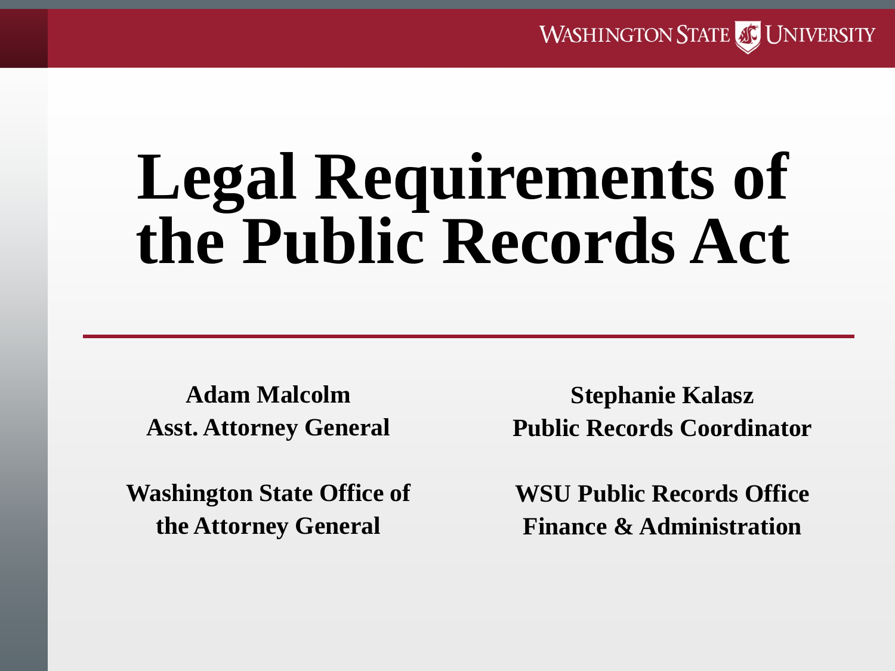# Legal Requirements of the Public Records Act

**Adam Malcolm**
**Asst. Attorney General**

**Washington State Office of the Attorney General**

**Stephanie Kalasz**
**Public Records Coordinator**

**WSU Public Records Office**
**Finance & Administration**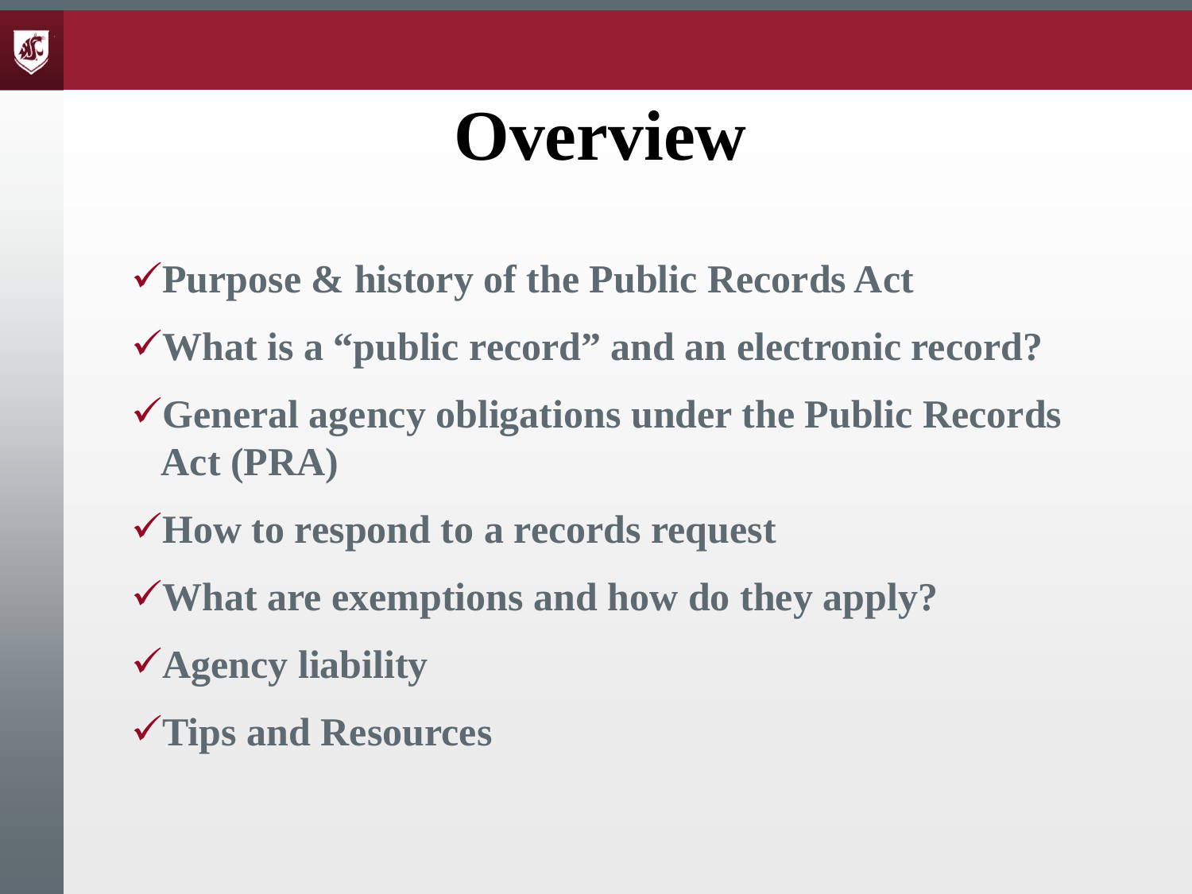# Overview

- ✓Purpose & history of the Public Records Act
- ✓What is a "public record" and an electronic record?
- ✓General agency obligations under the Public Records Act (PRA)
- ✓How to respond to a records request
- ✓What are exemptions and how do they apply?
- ✓Agency liability
- ✓Tips and Resources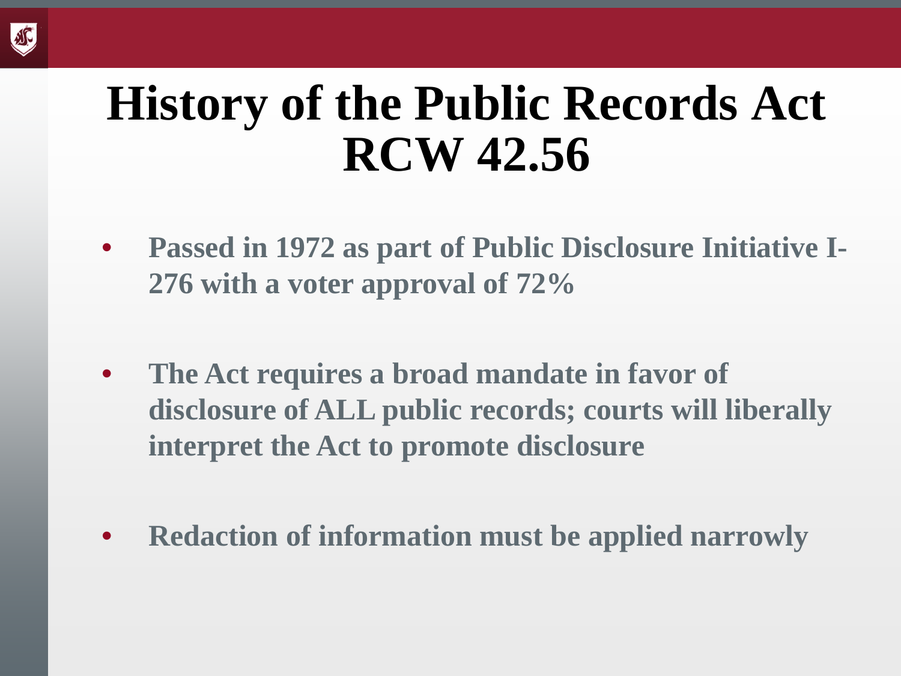# History of the Public Records Act RCW 42.56

- **Passed in 1972 as part of Public Disclosure Initiative I-276 with a voter approval of 72%**
- **The Act requires a broad mandate in favor of disclosure of ALL public records; courts will liberally interpret the Act to promote disclosure**
- **Redaction of information must be applied narrowly**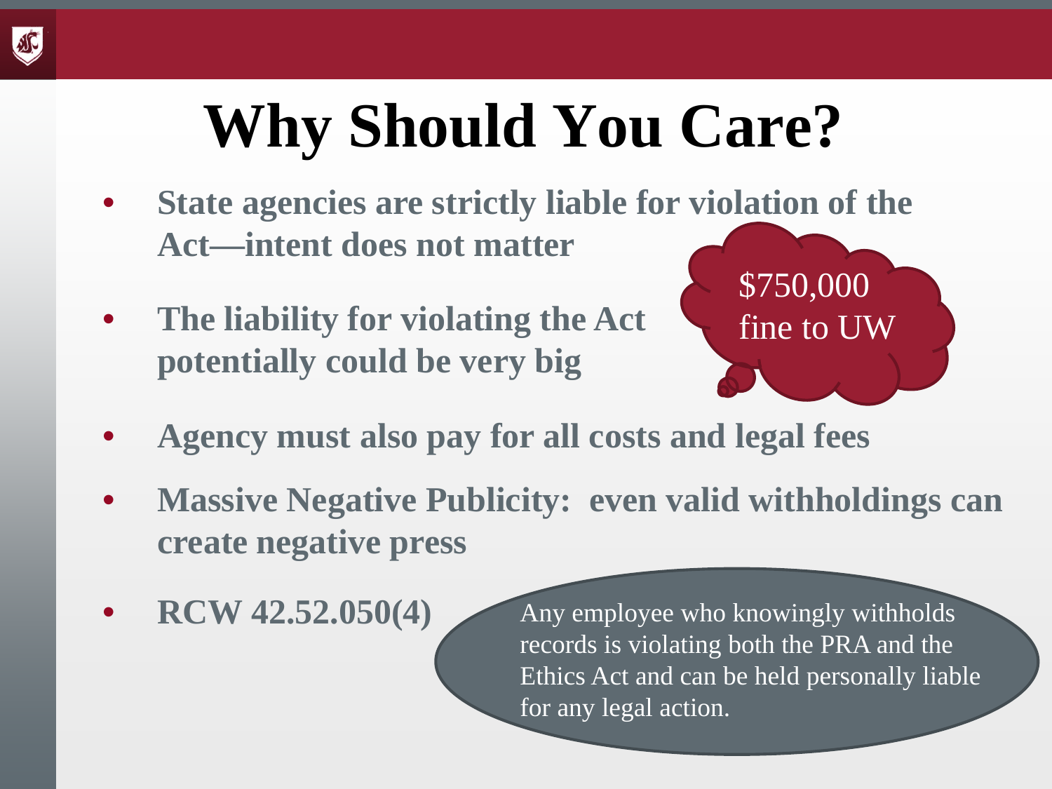# Why Should You Care?

- **State agencies are strictly liable for violation of the Act—intent does not matter**
- **The liability for violating the Act potentially could be very big**

$750,000 fine to UW

- **Agency must also pay for all costs and legal fees**
- **Massive Negative Publicity: even valid withholdings can create negative press**
- **RCW 42.52.050(4)**

Any employee who knowingly withholds records is violating both the PRA and the Ethics Act and can be held personally liable for any legal action.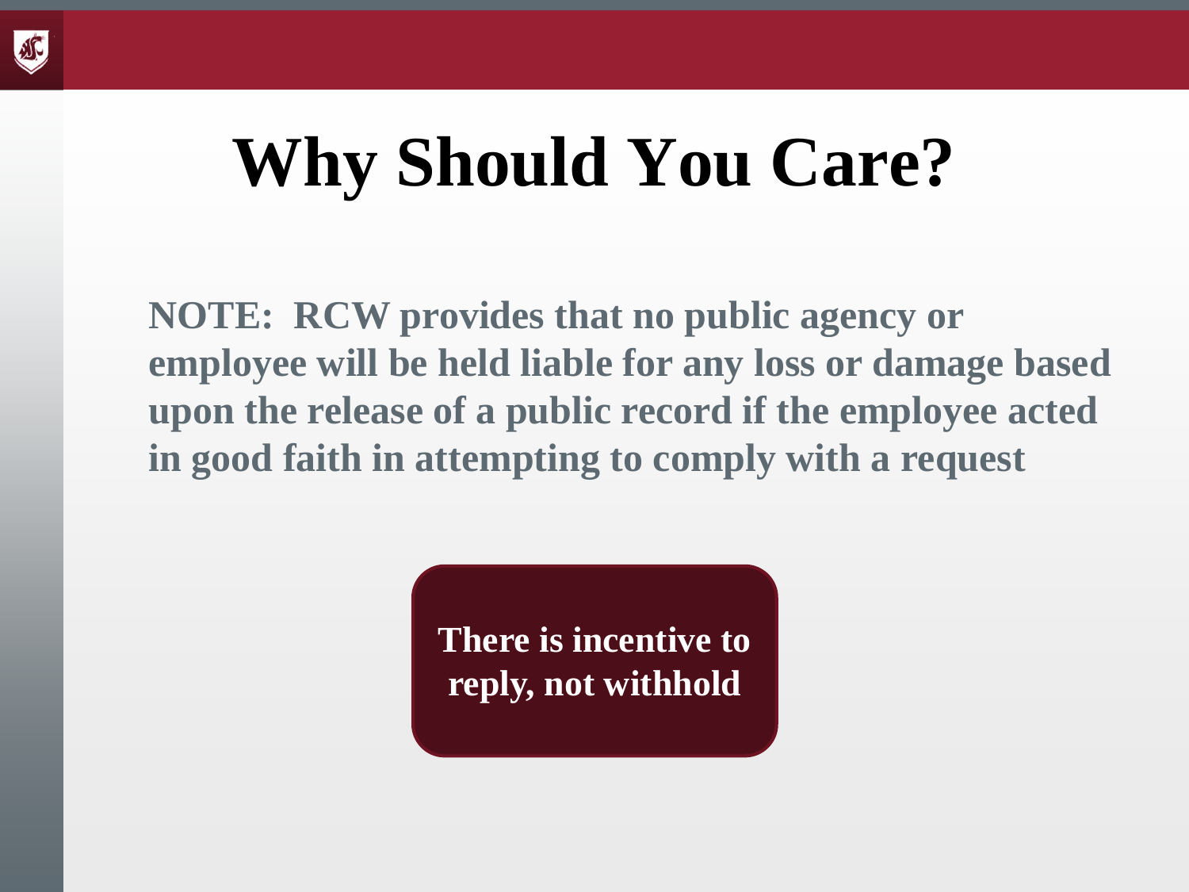# Why Should You Care?

**NOTE: RCW provides that no public agency or employee will be held liable for any loss or damage based upon the release of a public record if the employee acted in good faith in attempting to comply with a request**

**There is incentive to reply, not withhold**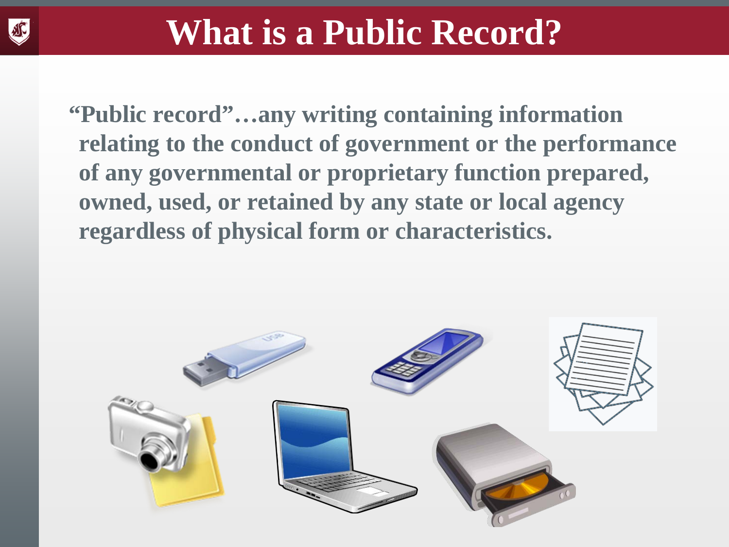# What is a Public Record?

**"Public record"…any writing containing information relating to the conduct of government or the performance of any governmental or proprietary function prepared, owned, used, or retained by any state or local agency regardless of physical form or characteristics.**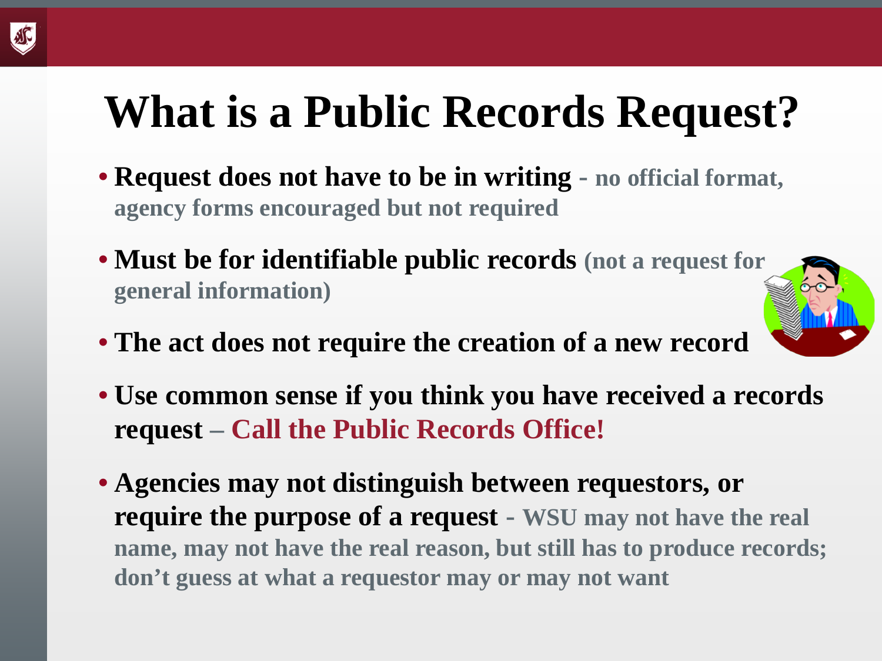# What is a Public Records Request?

- **Request does not have to be in writing** - no official format, agency forms encouraged but not required
- **Must be for identifiable public records** (not a request for general information)
- **The act does not require the creation of a new record**
- **Use common sense if you think you have received a records request – Call the Public Records Office!**
- **Agencies may not distinguish between requestors, or require the purpose of a request** - WSU may not have the real name, may not have the real reason, but still has to produce records; don't guess at what a requestor may or may not want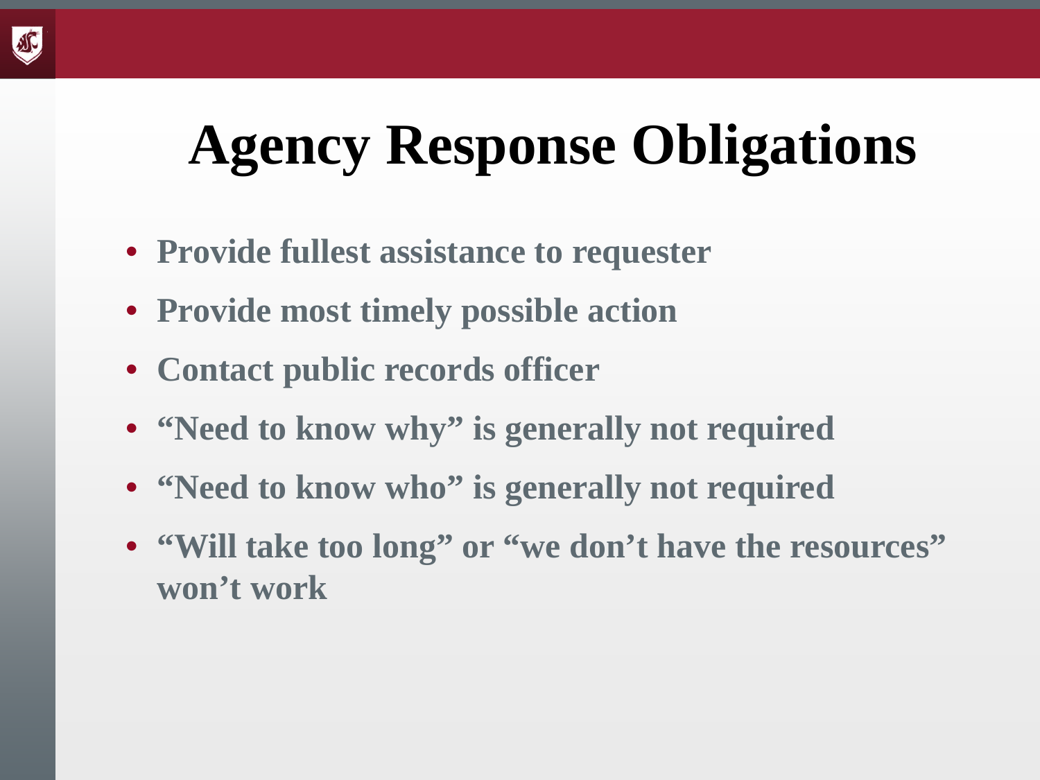# Agency Response Obligations

- Provide fullest assistance to requester
- Provide most timely possible action
- Contact public records officer
- "Need to know why" is generally not required
- "Need to know who" is generally not required
- "Will take too long" or "we don't have the resources" won't work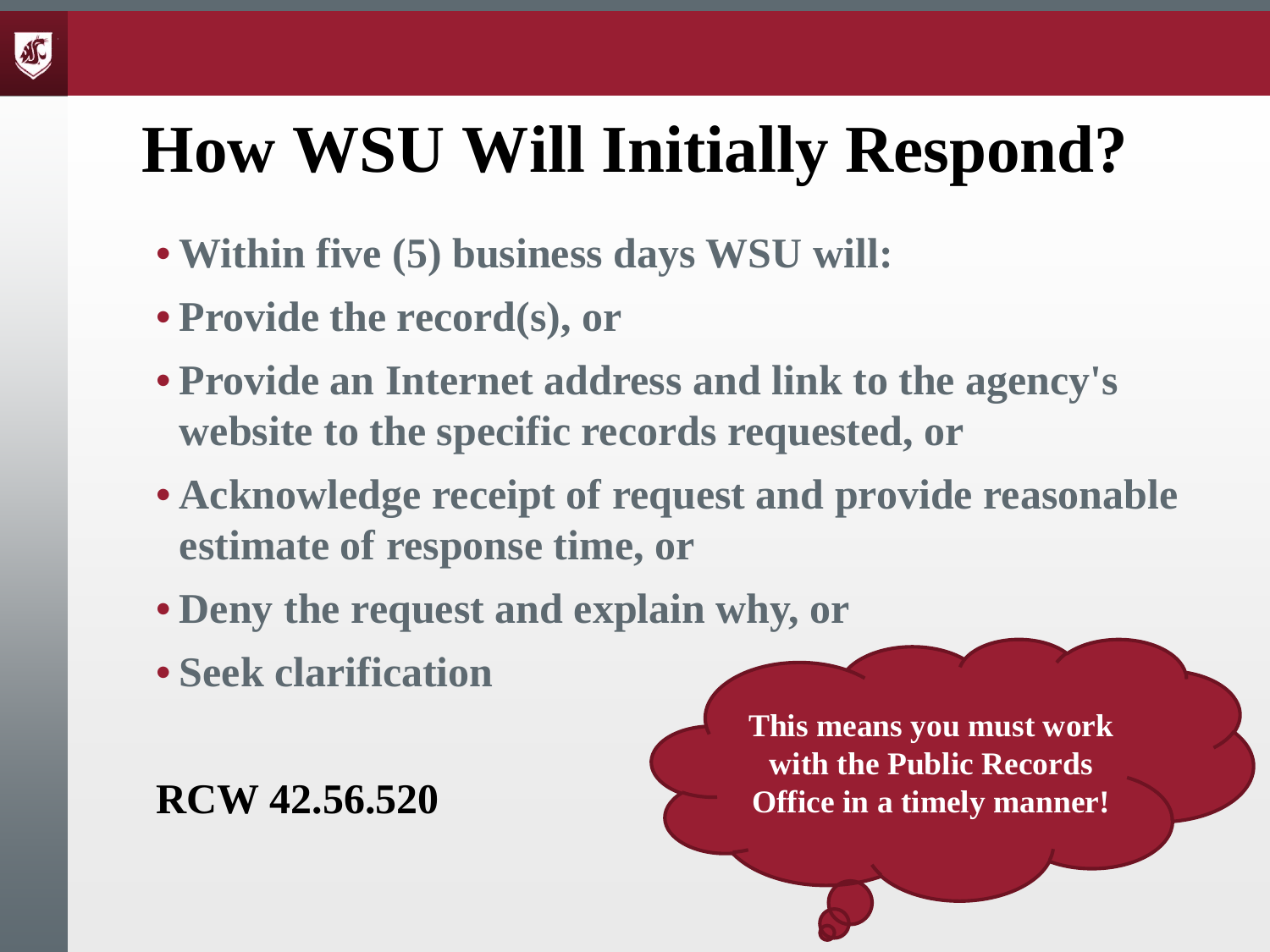# How WSU Will Initially Respond?

- **Within five (5) business days WSU will:**
- **Provide the record(s), or**
- **Provide an Internet address and link to the agency's website to the specific records requested, or**
- **Acknowledge receipt of request and provide reasonable estimate of response time, or**
- **Deny the request and explain why, or**
- **Seek clarification**

**RCW 42.56.520**

**This means you must work with the Public Records Office in a timely manner!**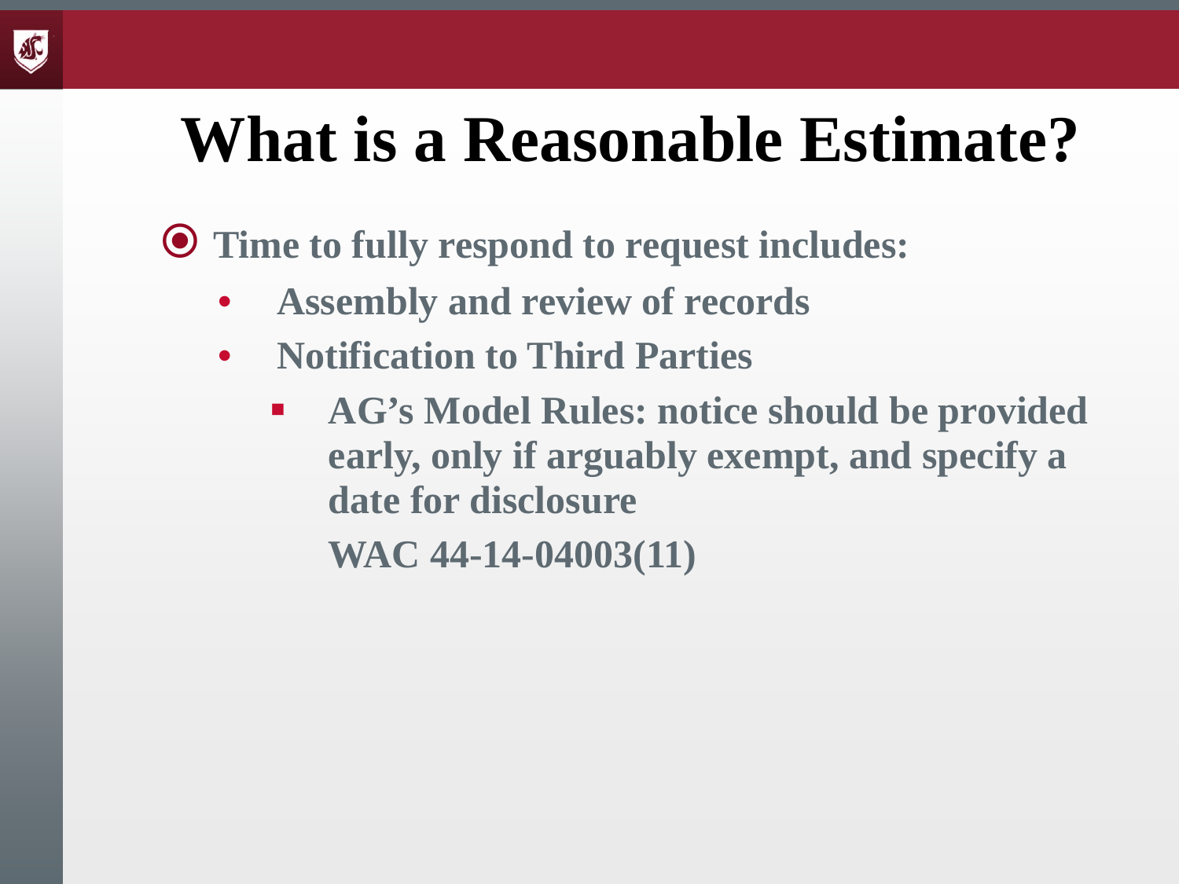# What is a Reasonable Estimate?

- **Time to fully respond to request includes:**
  - **Assembly and review of records**
  - **Notification to Third Parties**
    - **AG's Model Rules: notice should be provided early, only if arguably exempt, and specify a date for disclosure**

      **WAC 44-14-04003(11)**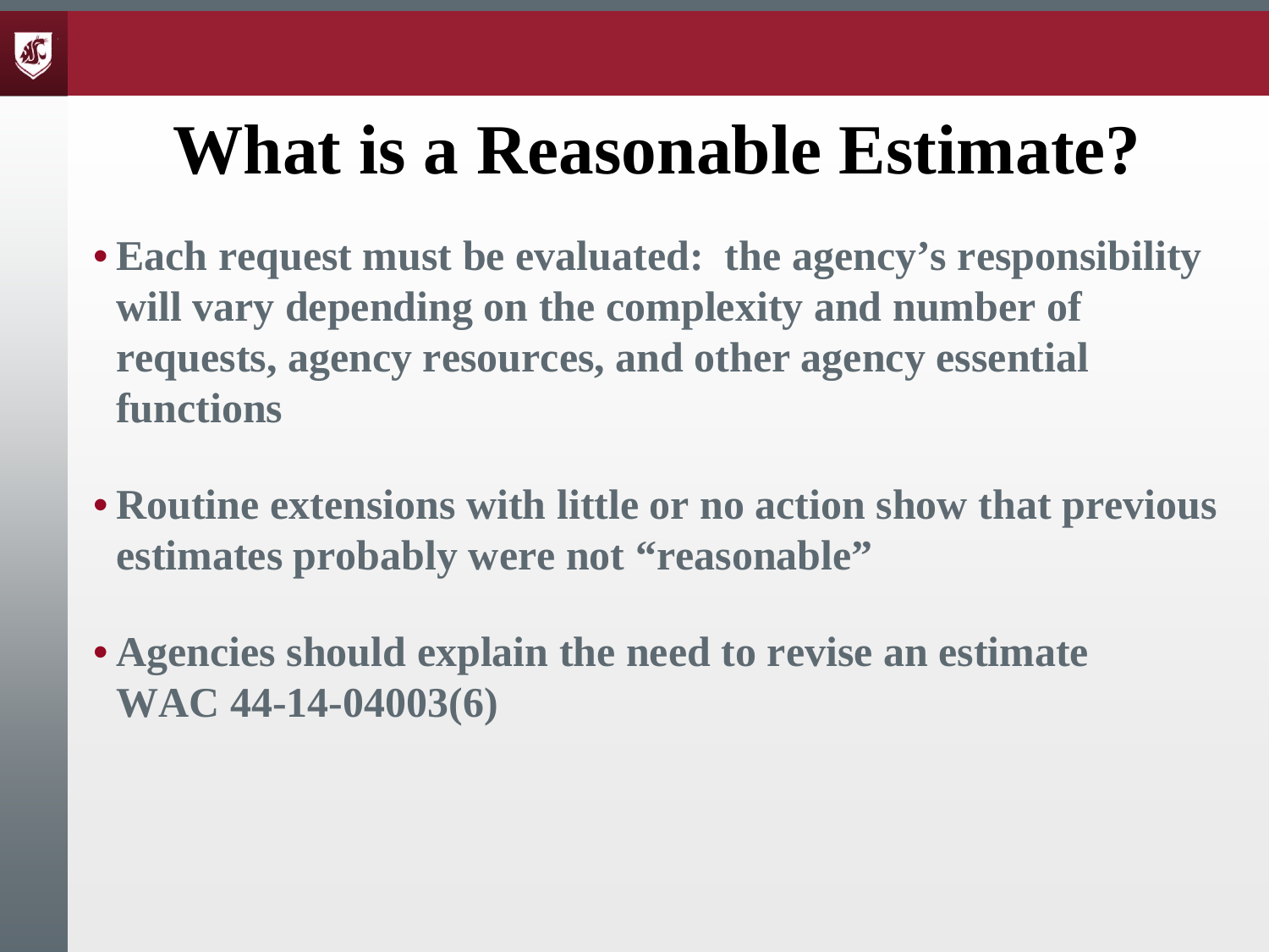# What is a Reasonable Estimate?

- **Each request must be evaluated: the agency's responsibility will vary depending on the complexity and number of requests, agency resources, and other agency essential functions**
- **Routine extensions with little or no action show that previous estimates probably were not "reasonable"**
- **Agencies should explain the need to revise an estimate WAC 44-14-04003(6)**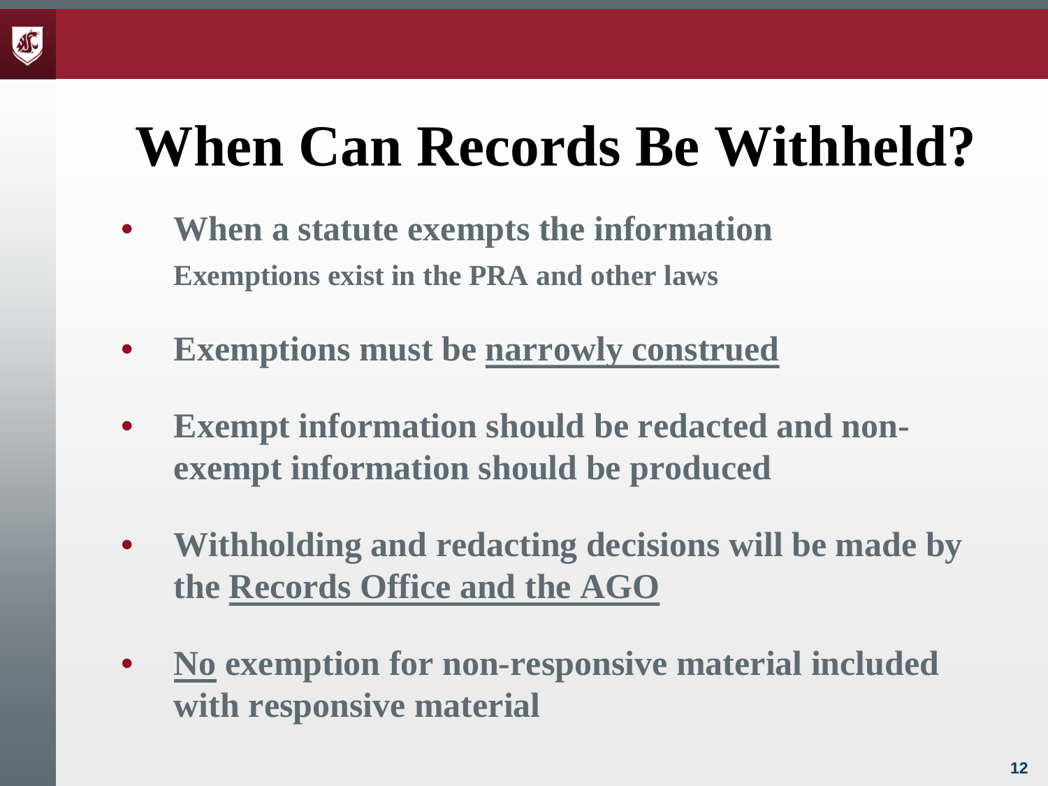# When Can Records Be Withheld?

- **When a statute exempts the information**
  **Exemptions exist in the PRA and other laws**
- **Exemptions must be narrowly construed**
- **Exempt information should be redacted and non-exempt information should be produced**
- **Withholding and redacting decisions will be made by the Records Office and the AGO**
- **No exemption for non-responsive material included with responsive material**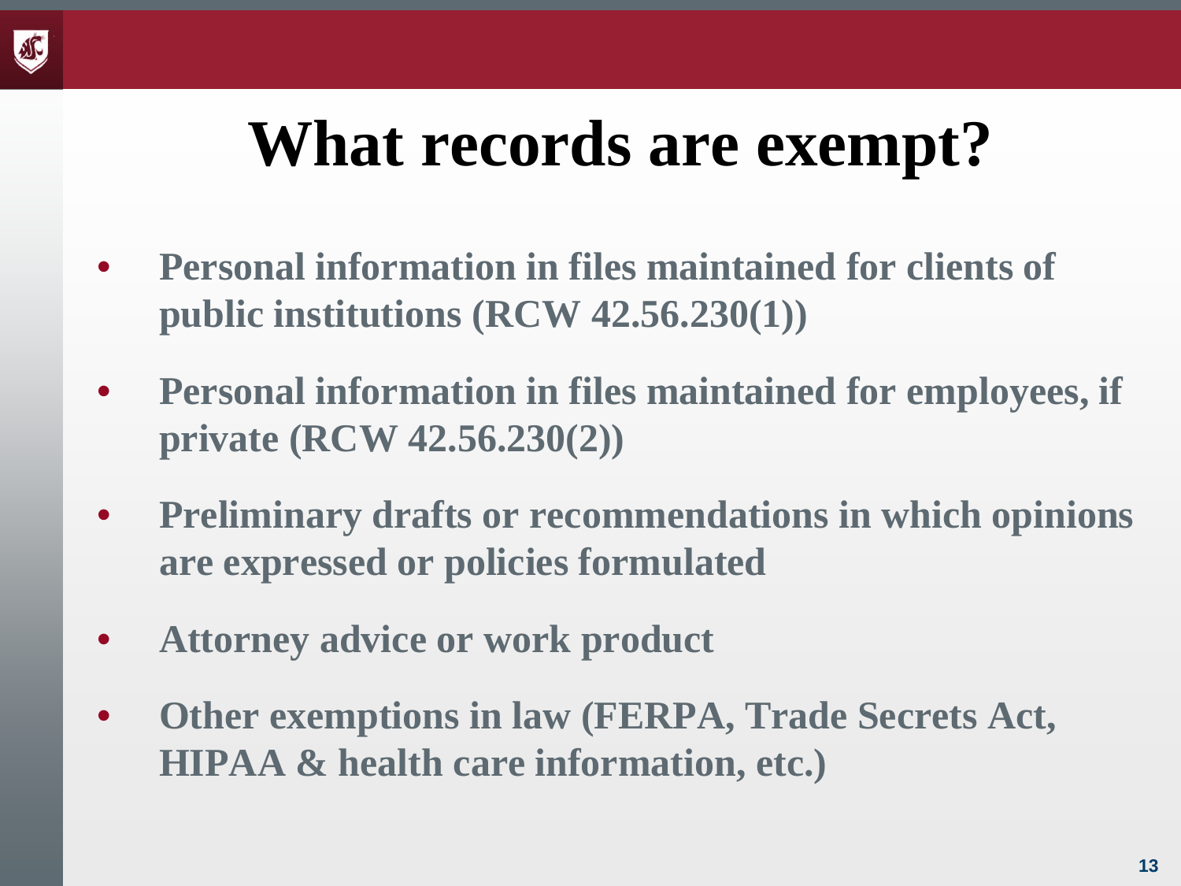# What records are exempt?

- **Personal information in files maintained for clients of public institutions (RCW 42.56.230(1))**
- **Personal information in files maintained for employees, if private (RCW 42.56.230(2))**
- **Preliminary drafts or recommendations in which opinions are expressed or policies formulated**
- **Attorney advice or work product**
- **Other exemptions in law (FERPA, Trade Secrets Act, HIPAA & health care information, etc.)**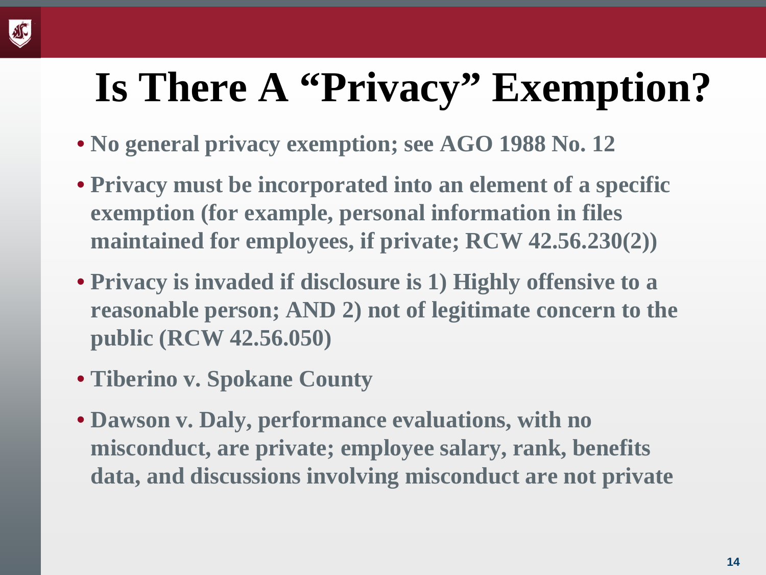# Is There A "Privacy" Exemption?

- **No general privacy exemption; see AGO 1988 No. 12**
- **Privacy must be incorporated into an element of a specific exemption (for example, personal information in files maintained for employees, if private; RCW 42.56.230(2))**
- **Privacy is invaded if disclosure is 1) Highly offensive to a reasonable person; AND 2) not of legitimate concern to the public (RCW 42.56.050)**
- **Tiberino v. Spokane County**
- **Dawson v. Daly, performance evaluations, with no misconduct, are private; employee salary, rank, benefits data, and discussions involving misconduct are not private**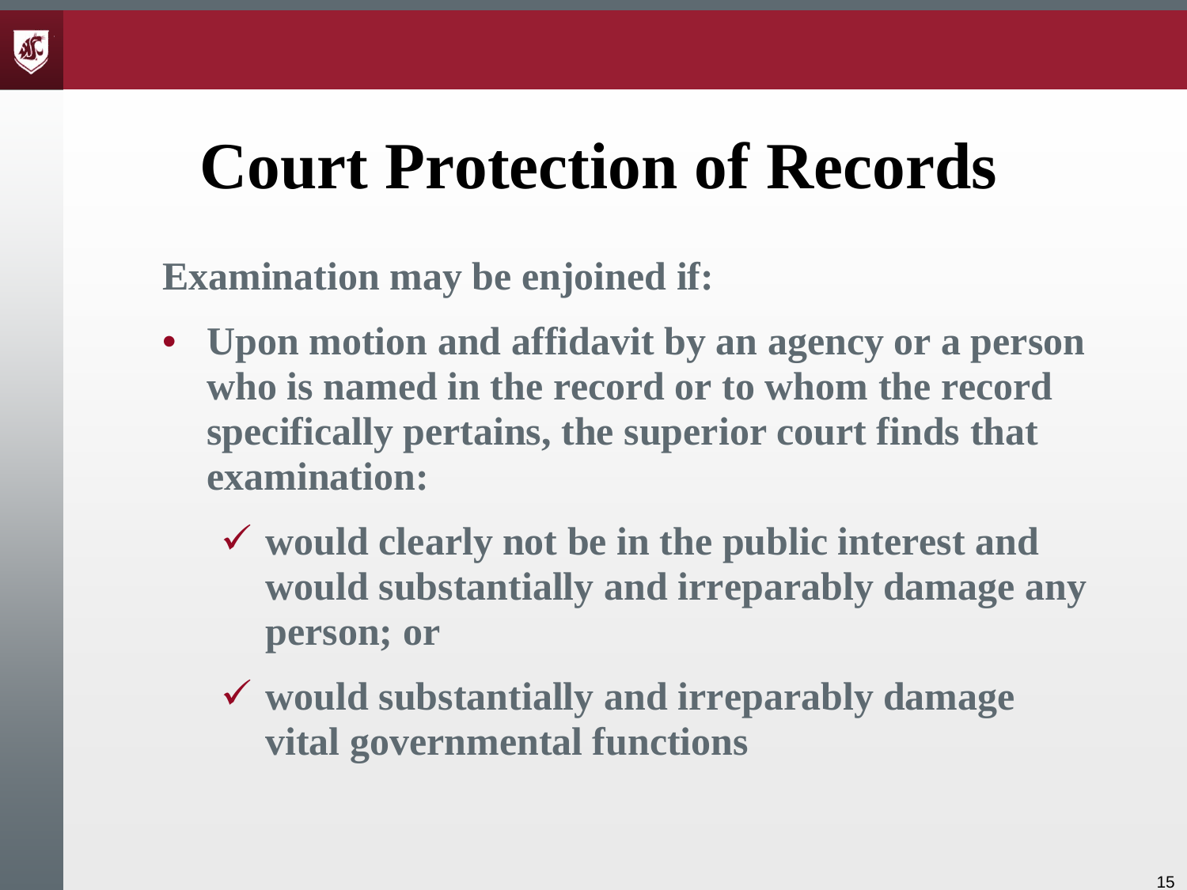# Court Protection of Records

**Examination may be enjoined if:**

- **Upon motion and affidavit by an agency or a person who is named in the record or to whom the record specifically pertains, the superior court finds that examination:**
  - ✓ **would clearly not be in the public interest and would substantially and irreparably damage any person; or**
  - ✓ **would substantially and irreparably damage vital governmental functions**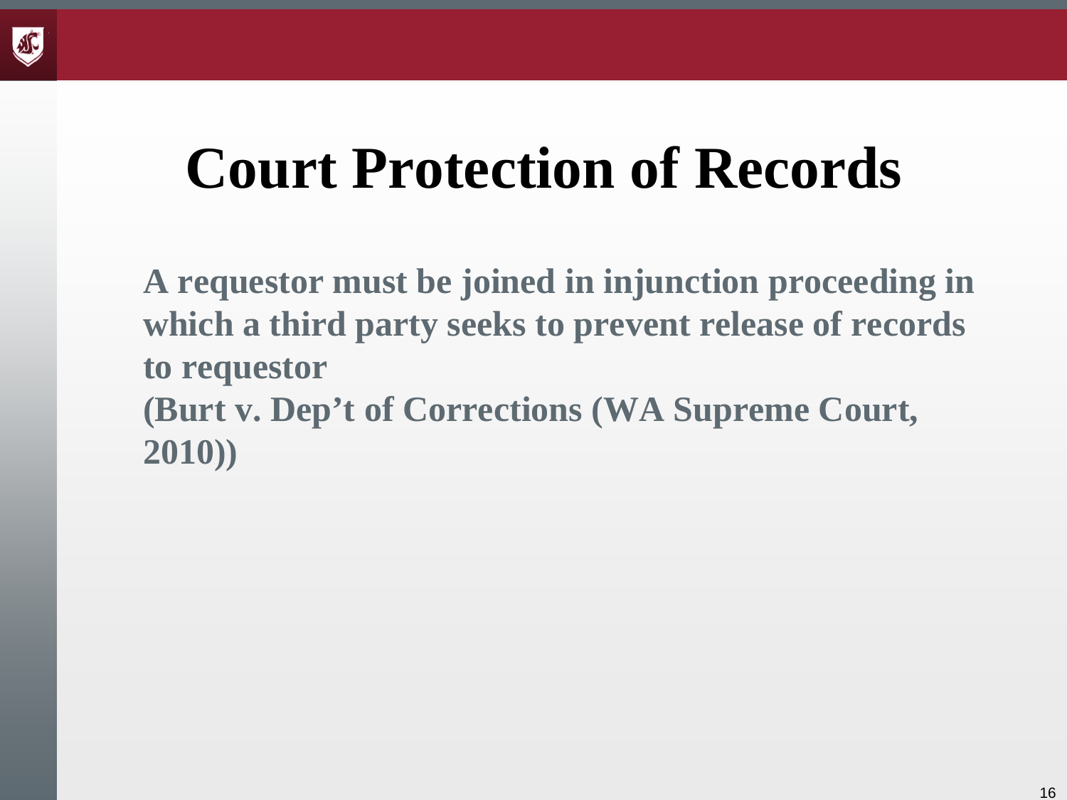# Court Protection of Records

**A requestor must be joined in injunction proceeding in which a third party seeks to prevent release of records to requestor**
**(Burt v. Dep't of Corrections (WA Supreme Court, 2010))**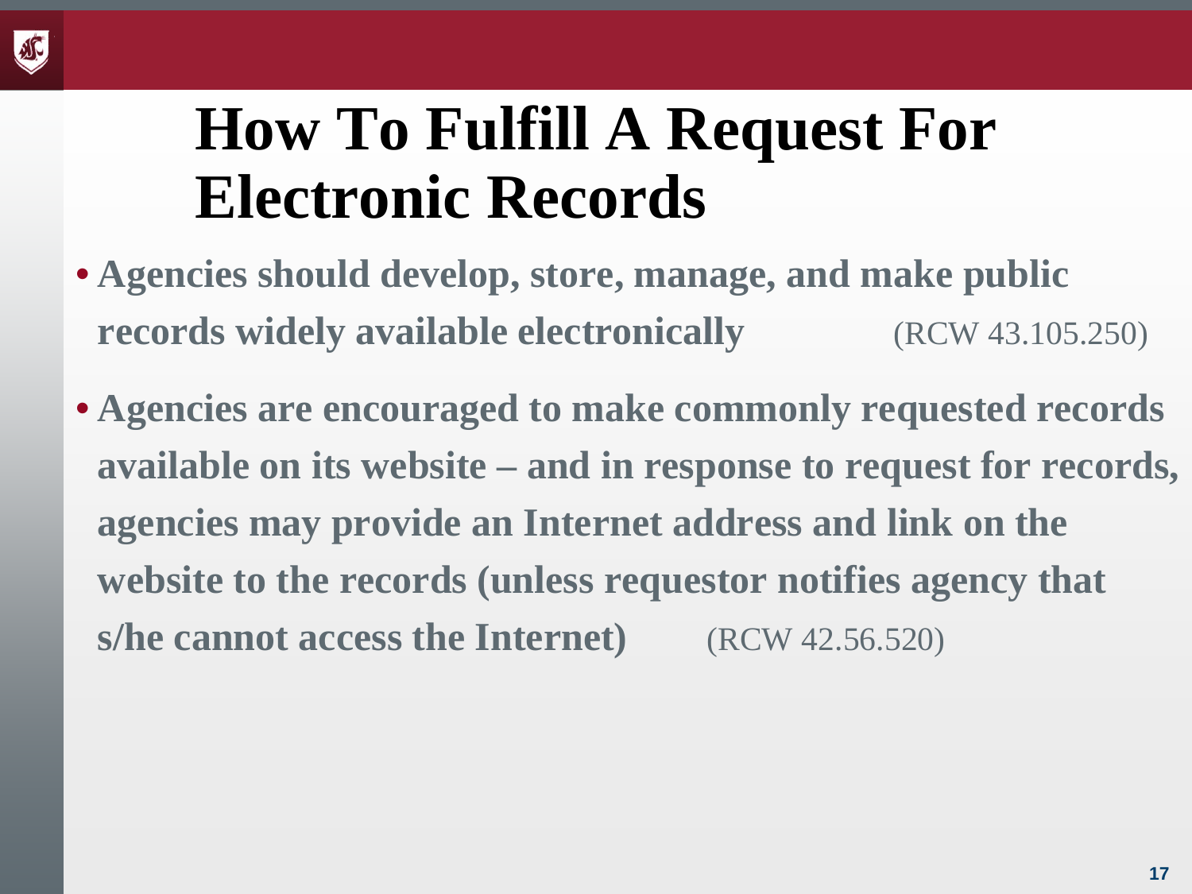# How To Fulfill A Request For Electronic Records

- **Agencies should develop, store, manage, and make public records widely available electronically** (RCW 43.105.250)
- **Agencies are encouraged to make commonly requested records available on its website – and in response to request for records, agencies may provide an Internet address and link on the website to the records (unless requestor notifies agency that s/he cannot access the Internet)** (RCW 42.56.520)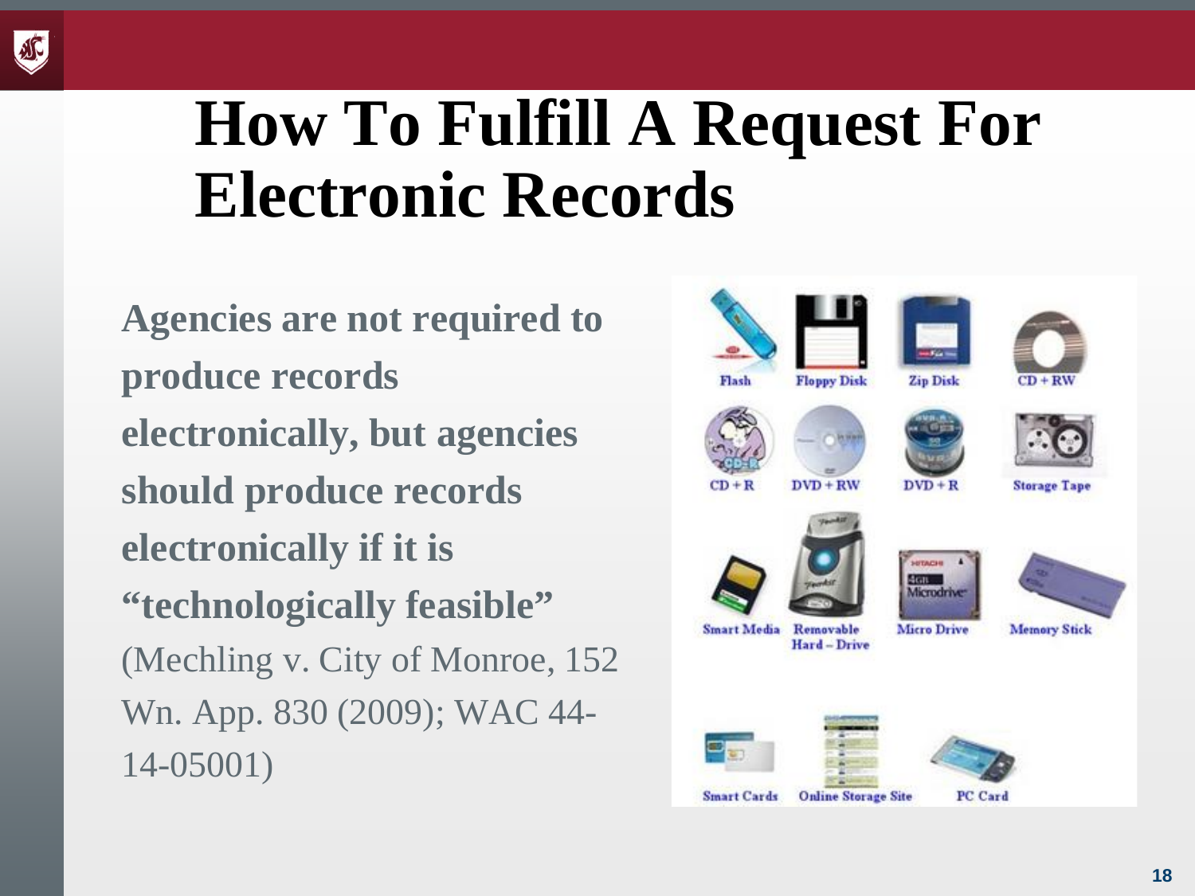# How To Fulfill A Request For Electronic Records

**Agencies are not required to produce records electronically, but agencies should produce records electronically if it is "technologically feasible"** (Mechling v. City of Monroe, 152 Wn. App. 830 (2009); WAC 44-14-05001)

Flash | Floppy Disk | Zip Disk | CD + RW

CD + R | DVD + RW | DVD + R | Storage Tape

Smart Media | Removable Hard – Drive | Micro Drive | Memory Stick

Smart Cards | Online Storage Site | PC Card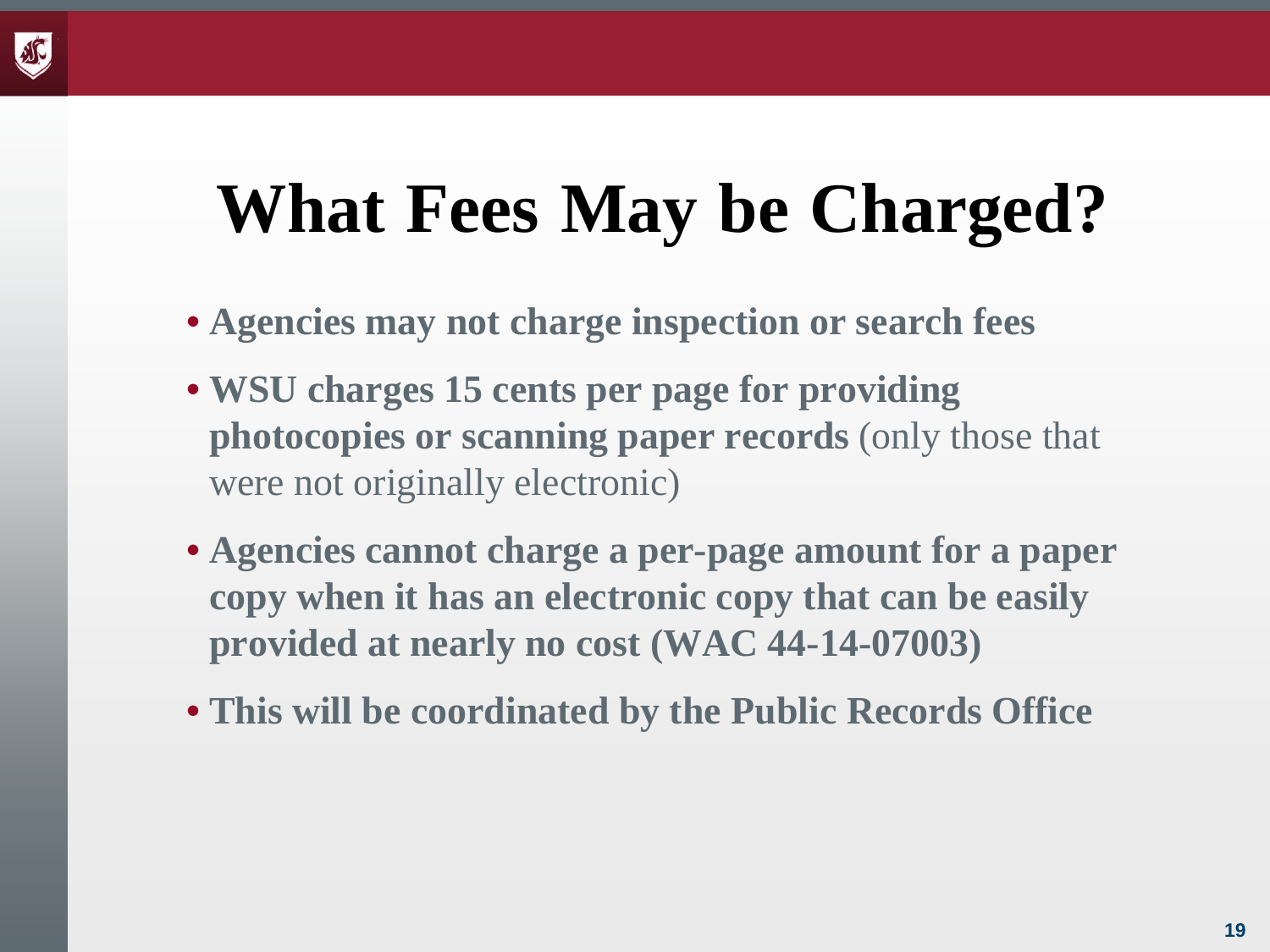# What Fees May be Charged?

- **Agencies may not charge inspection or search fees**
- **WSU charges 15 cents per page for providing photocopies or scanning paper records** (only those that were not originally electronic)
- **Agencies cannot charge a per-page amount for a paper copy when it has an electronic copy that can be easily provided at nearly no cost (WAC 44-14-07003)**
- **This will be coordinated by the Public Records Office**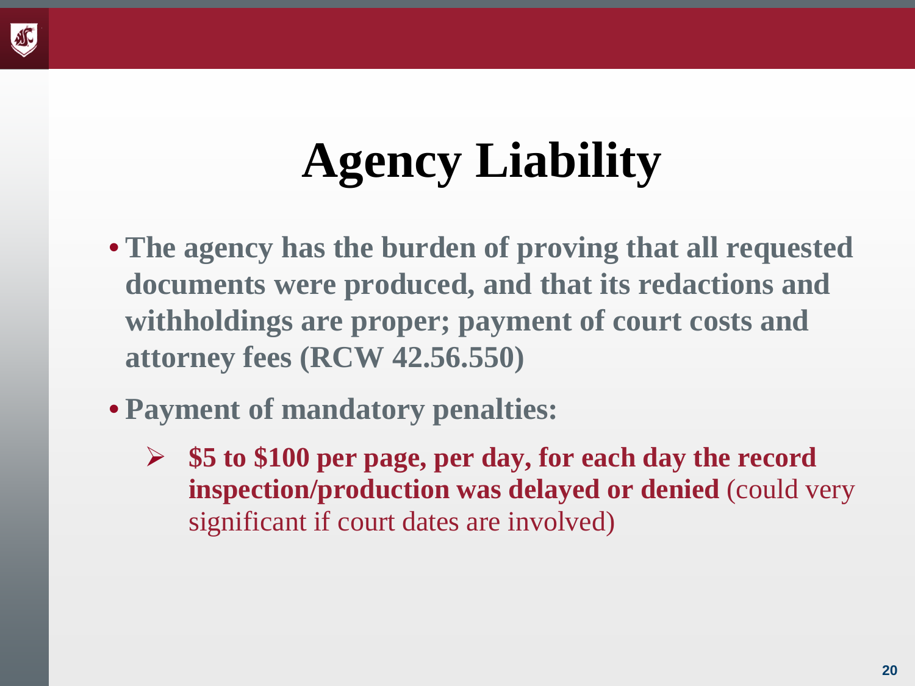# Agency Liability

- **The agency has the burden of proving that all requested documents were produced, and that its redactions and withholdings are proper; payment of court costs and attorney fees (RCW 42.56.550)**
- **Payment of mandatory penalties:**
  - **$5 to $100 per page, per day, for each day the record inspection/production was delayed or denied** (could very significant if court dates are involved)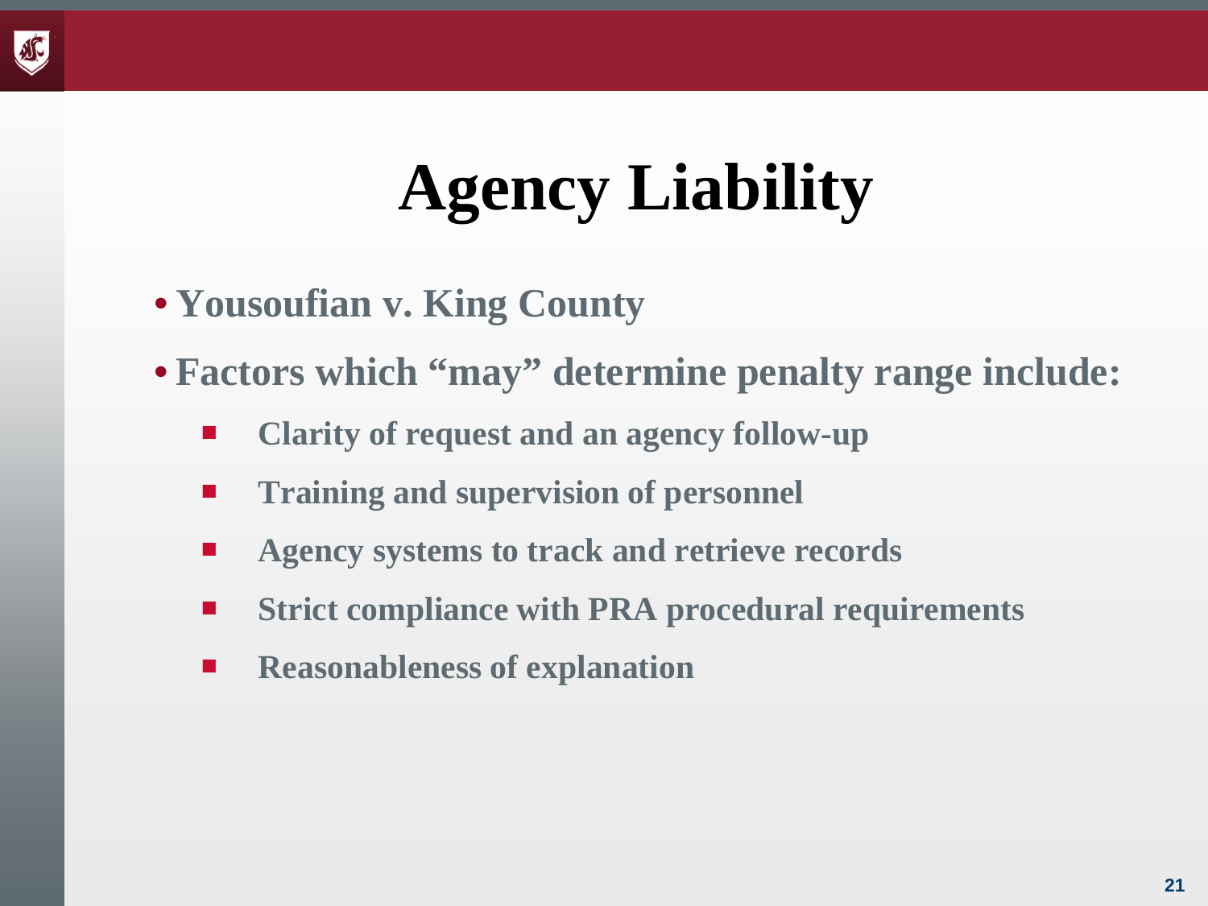# Agency Liability

- **Yousoufian v. King County**
- **Factors which "may" determine penalty range include:**
  - **Clarity of request and an agency follow-up**
  - **Training and supervision of personnel**
  - **Agency systems to track and retrieve records**
  - **Strict compliance with PRA procedural requirements**
  - **Reasonableness of explanation**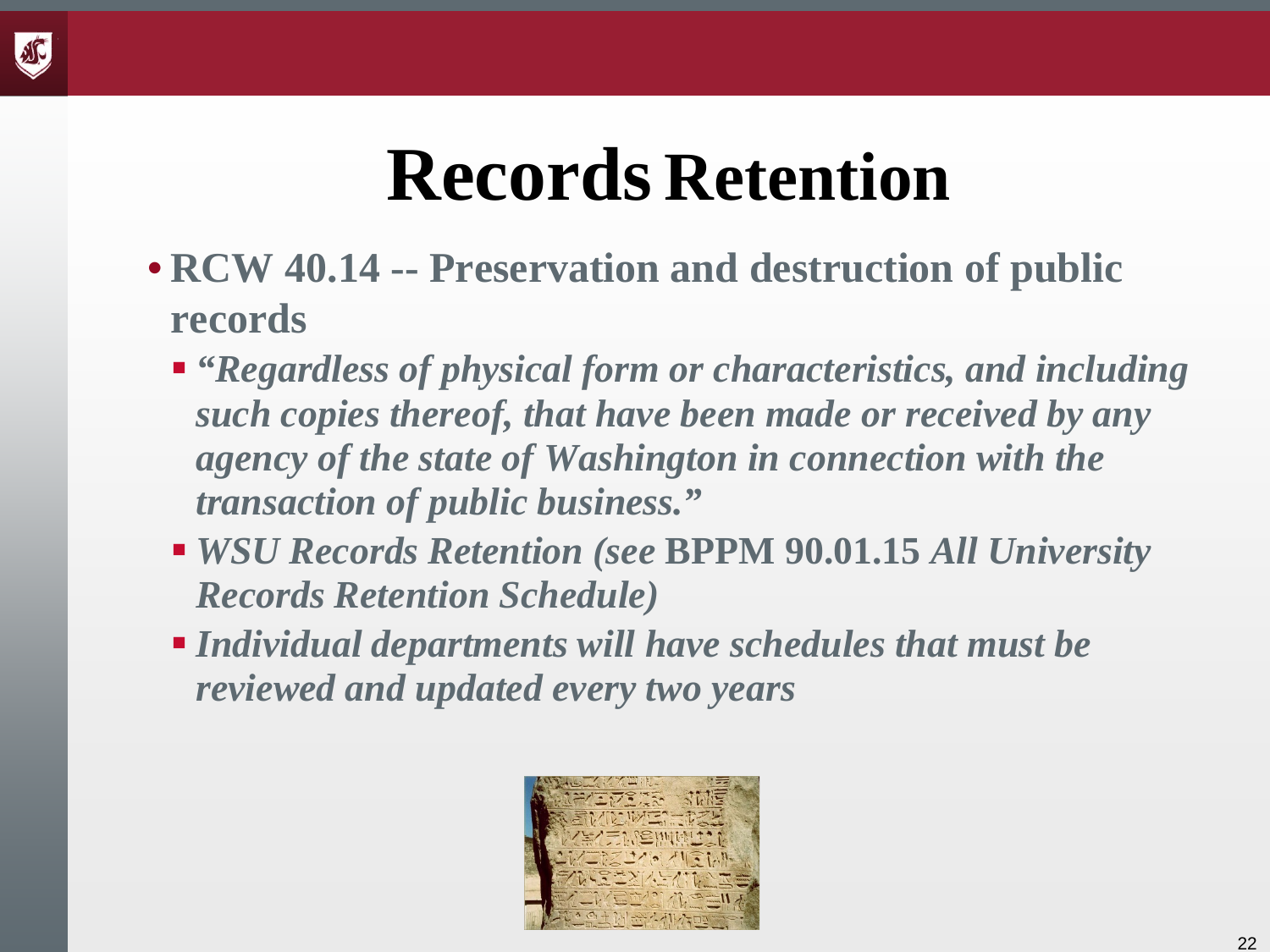# Records Retention

- **RCW 40.14 -- Preservation and destruction of public records**
  - ***"Regardless of physical form or characteristics, and including such copies thereof, that have been made or received by any agency of the state of Washington in connection with the transaction of public business."***
  - ***WSU Records Retention (see* BPPM 90.01.15 *All University Records Retention Schedule)***
  - ***Individual departments will have schedules that must be reviewed and updated every two years***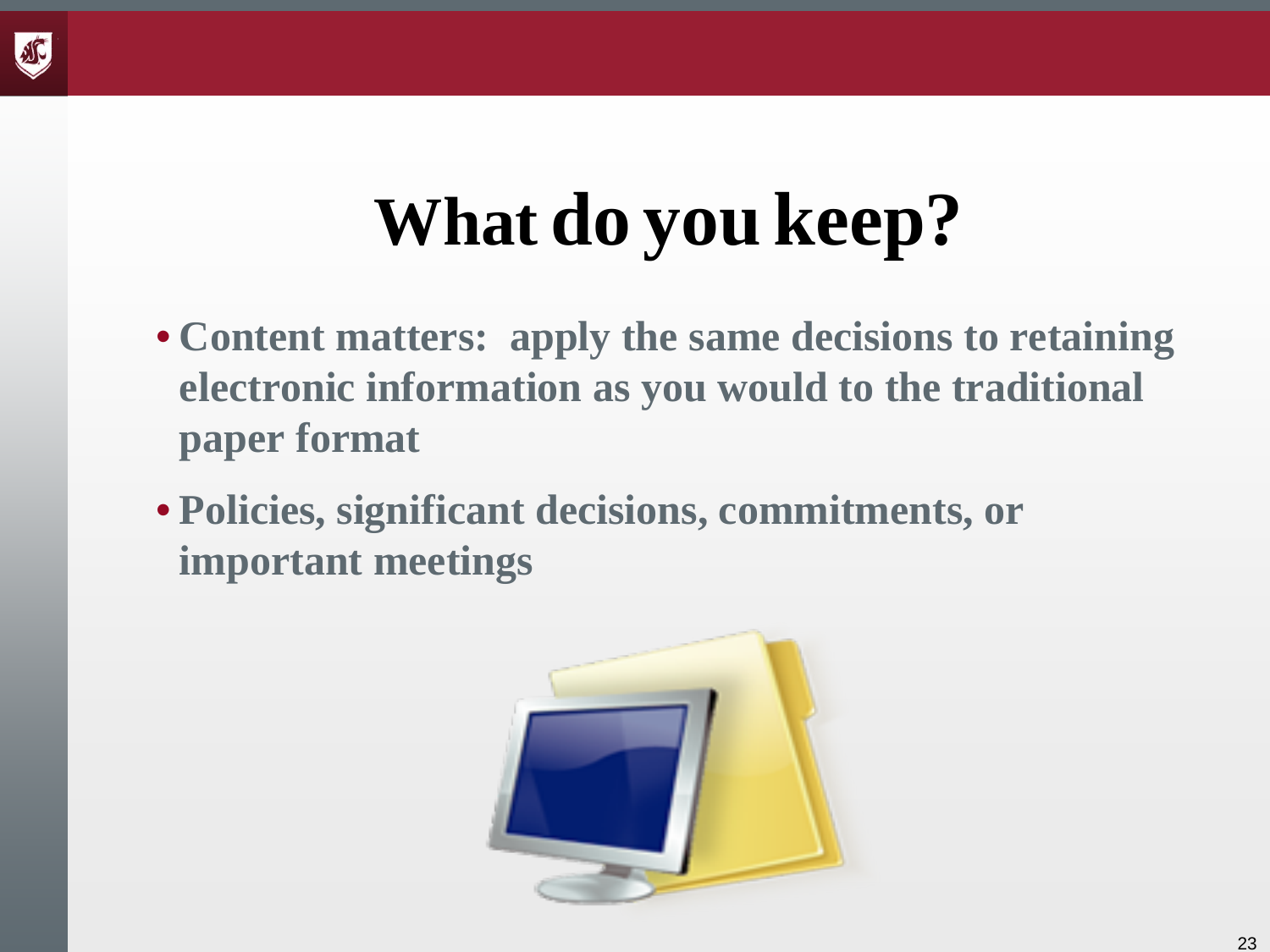# What do you keep?

- **Content matters: apply the same decisions to retaining electronic information as you would to the traditional paper format**
- **Policies, significant decisions, commitments, or important meetings**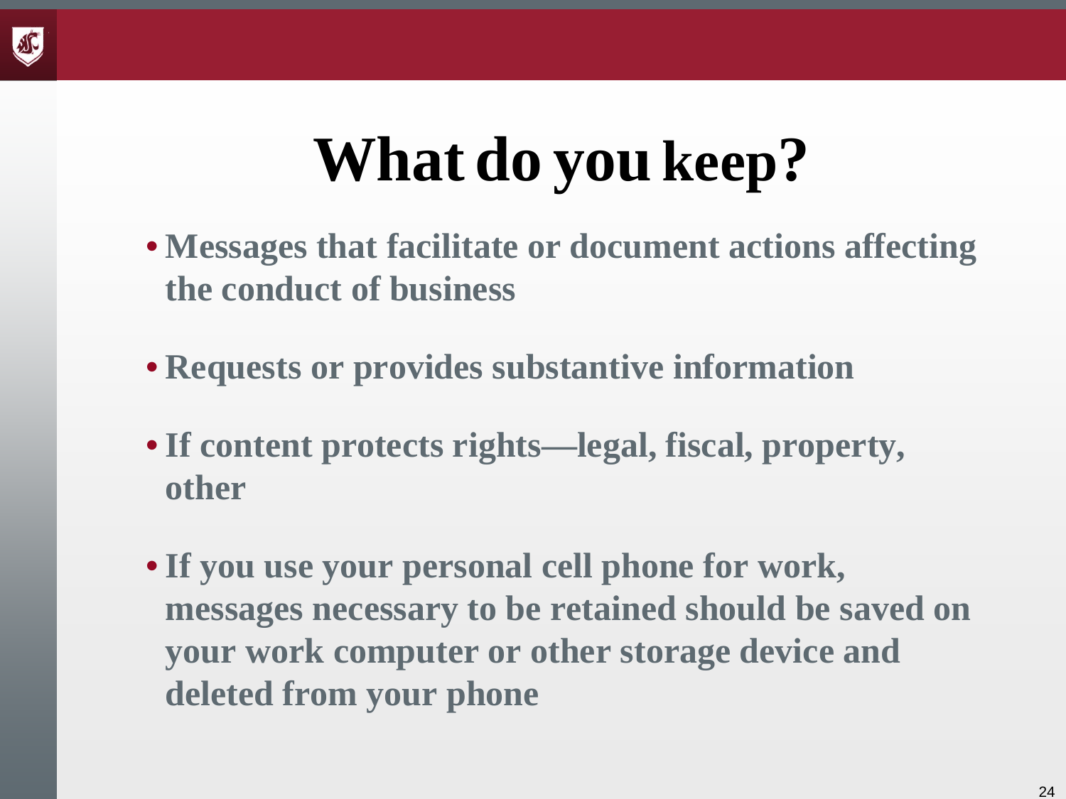# What do you keep?

- Messages that facilitate or document actions affecting the conduct of business
- Requests or provides substantive information
- If content protects rights—legal, fiscal, property, other
- If you use your personal cell phone for work, messages necessary to be retained should be saved on your work computer or other storage device and deleted from your phone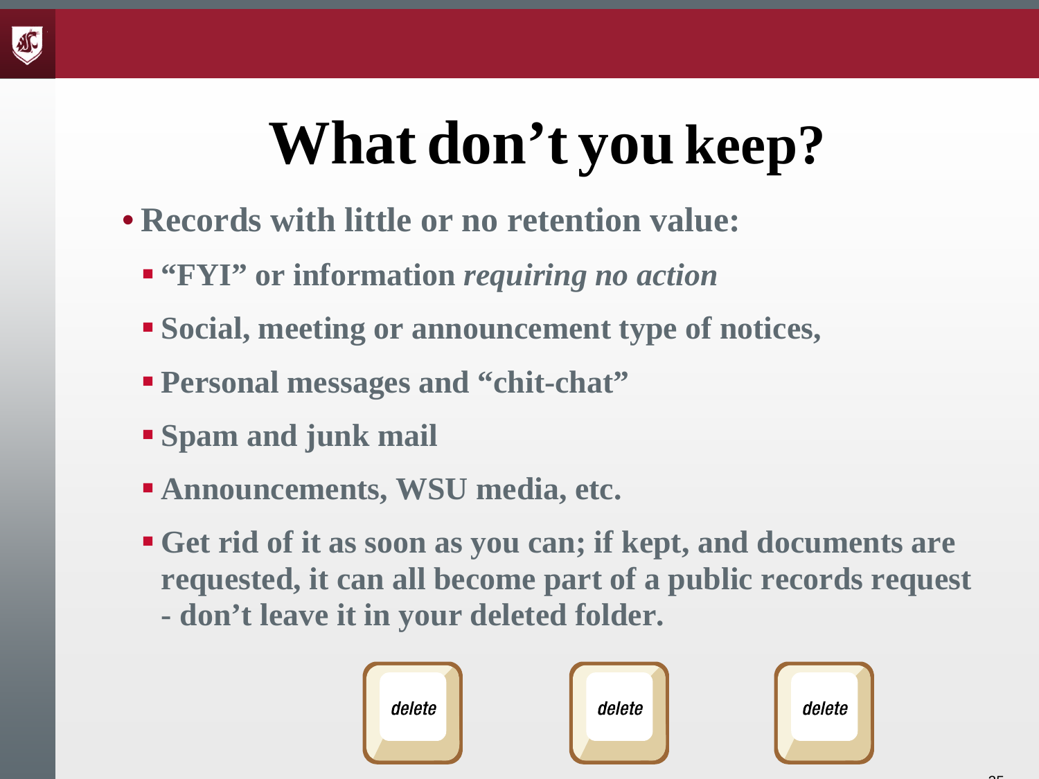# What don't you keep?

- **Records with little or no retention value:**
  - **"FYI" or information *requiring no action***
  - **Social, meeting or announcement type of notices,**
  - **Personal messages and "chit-chat"**
  - **Spam and junk mail**
  - **Announcements, WSU media, etc.**
  - **Get rid of it as soon as you can; if kept, and documents are requested, it can all become part of a public records request - don't leave it in your deleted folder.**

delete delete delete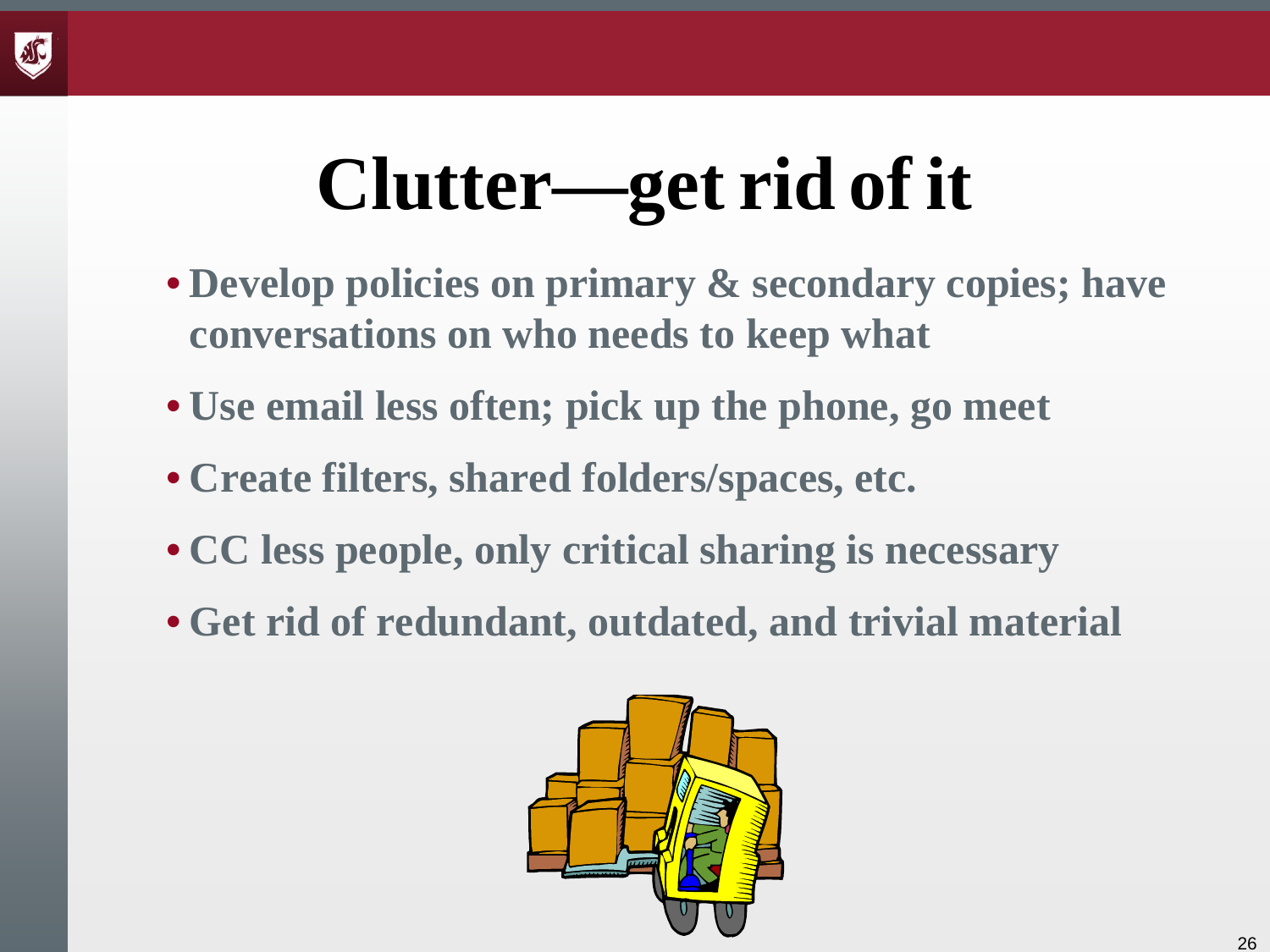# Clutter—get rid of it

- **Develop policies on primary & secondary copies; have conversations on who needs to keep what**
- **Use email less often; pick up the phone, go meet**
- **Create filters, shared folders/spaces, etc.**
- **CC less people, only critical sharing is necessary**
- **Get rid of redundant, outdated, and trivial material**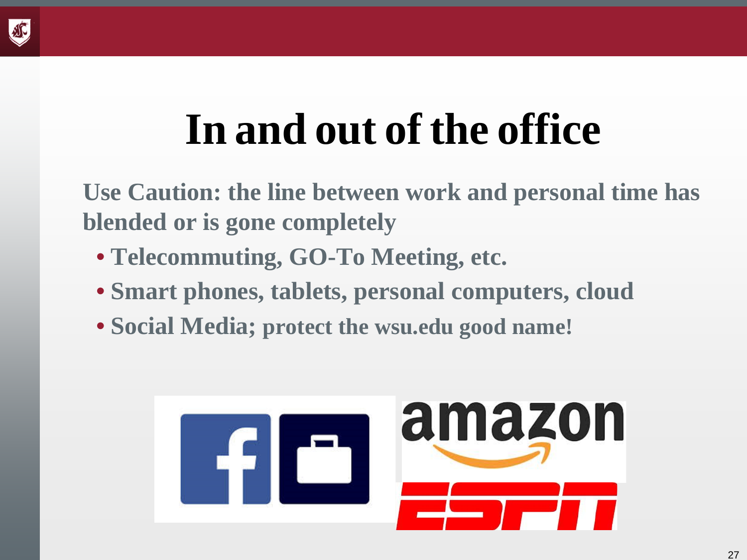# In and out of the office

**Use Caution: the line between work and personal time has blended or is gone completely**

- **Telecommuting, GO-To Meeting, etc.**
- **Smart phones, tablets, personal computers, cloud**
- **Social Media; protect the wsu.edu good name!**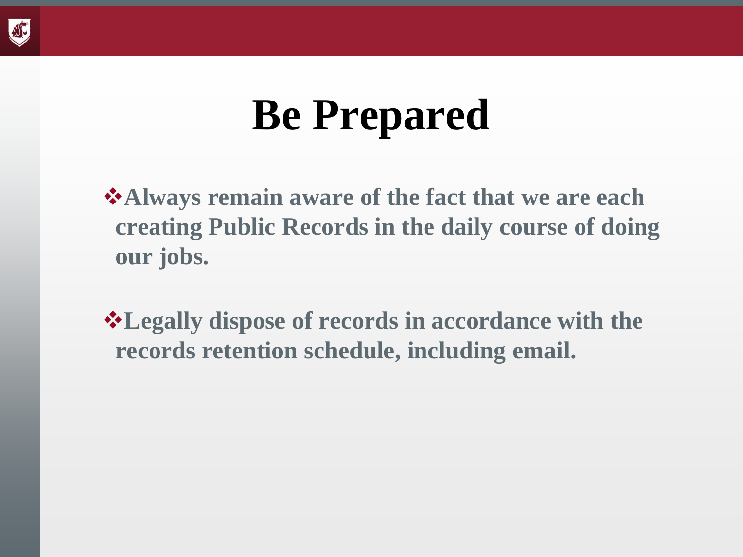# Be Prepared

- **Always remain aware of the fact that we are each creating Public Records in the daily course of doing our jobs.**

- **Legally dispose of records in accordance with the records retention schedule, including email.**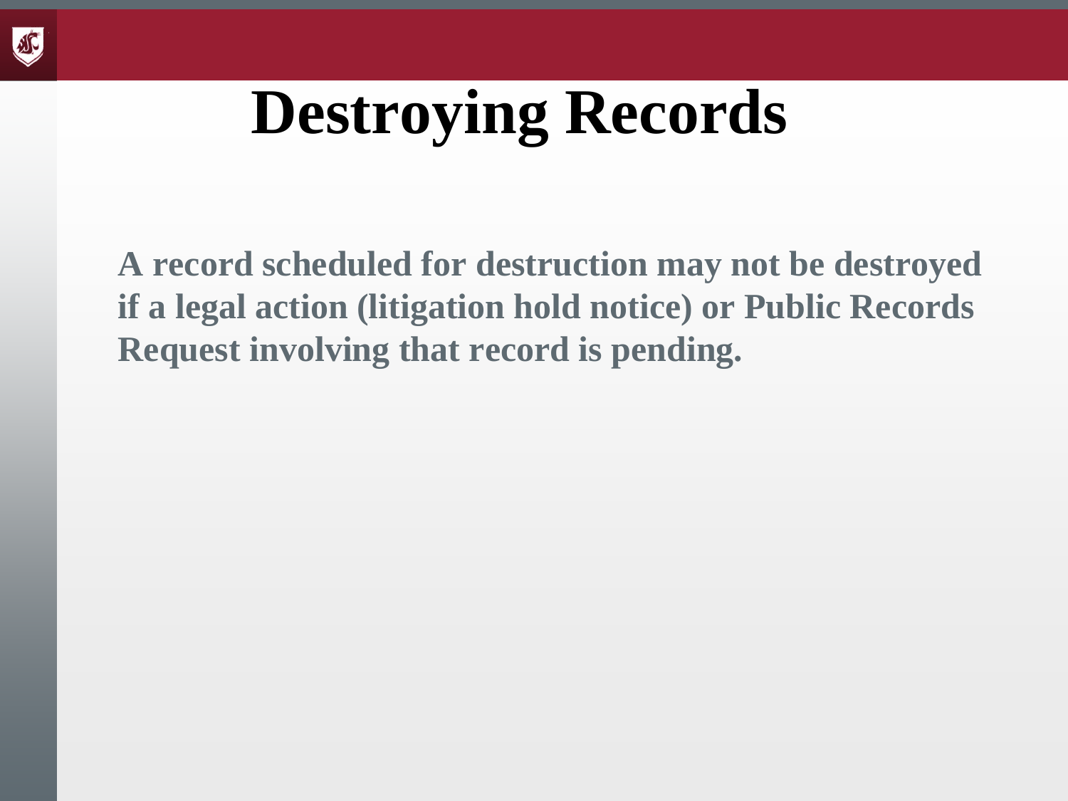# Destroying Records

**A record scheduled for destruction may not be destroyed if a legal action (litigation hold notice) or Public Records Request involving that record is pending.**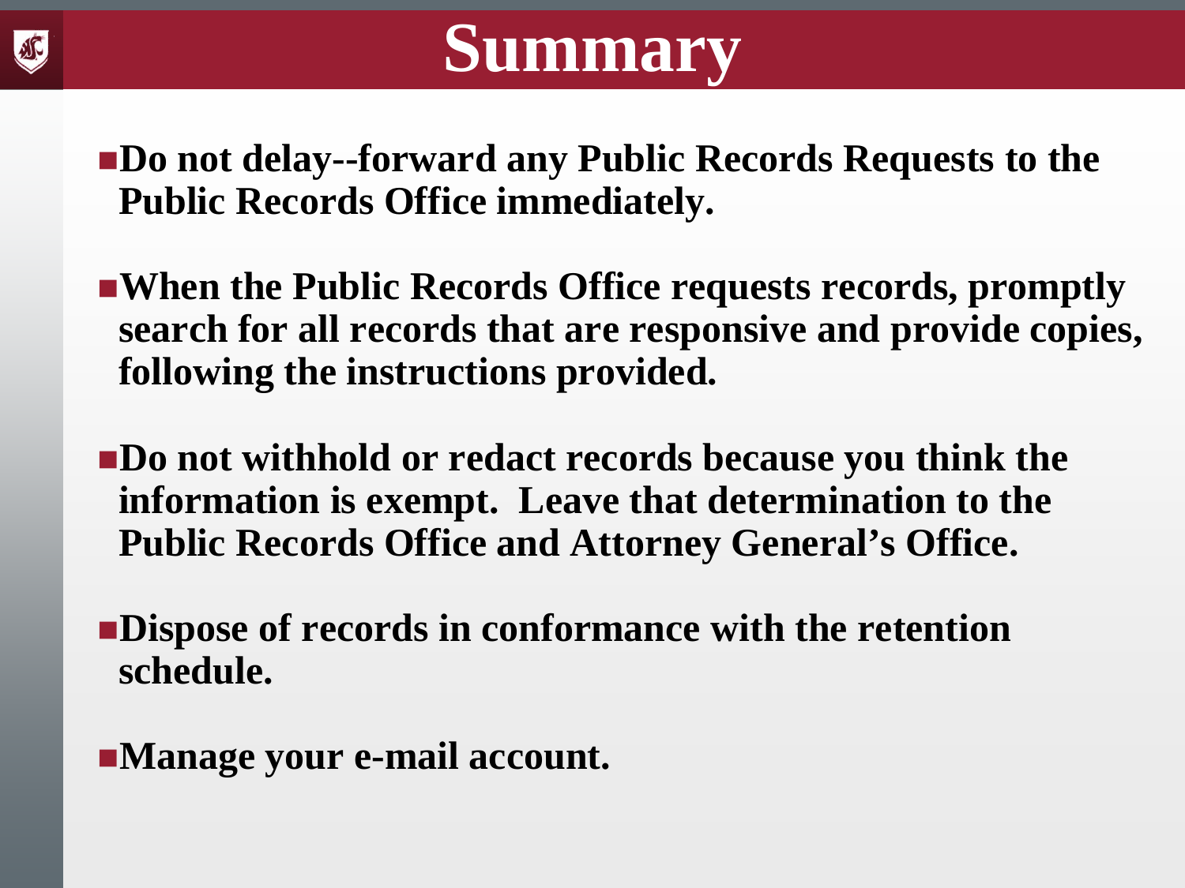# Summary

- **Do not delay--forward any Public Records Requests to the Public Records Office immediately.**
- **When the Public Records Office requests records, promptly search for all records that are responsive and provide copies, following the instructions provided.**
- **Do not withhold or redact records because you think the information is exempt. Leave that determination to the Public Records Office and Attorney General's Office.**
- **Dispose of records in conformance with the retention schedule.**
- **Manage your e-mail account.**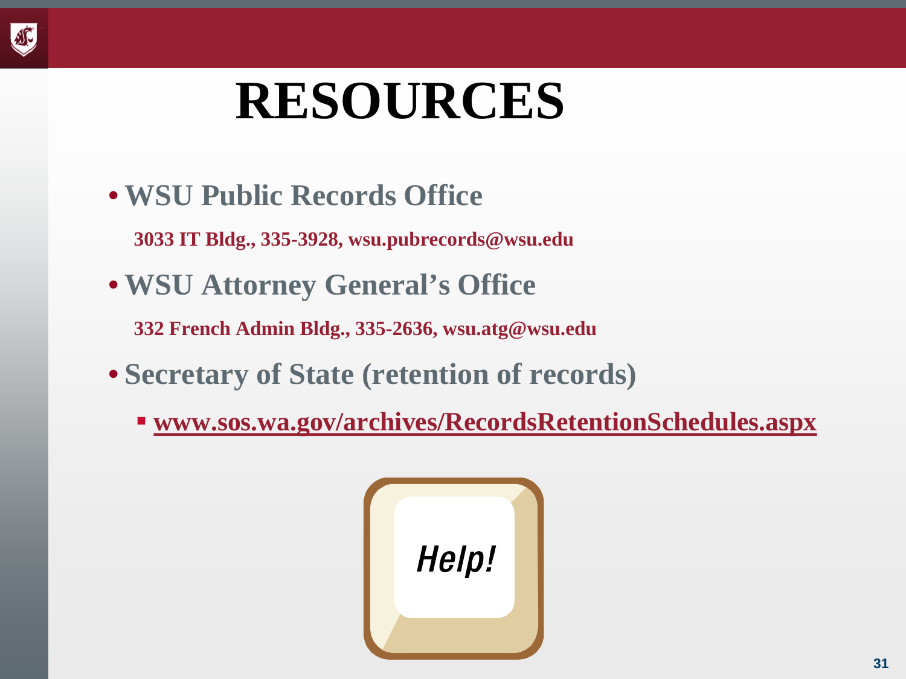# RESOURCES

- **WSU Public Records Office**

  **3033 IT Bldg., 335-3928, wsu.pubrecords@wsu.edu**

- **WSU Attorney General's Office**

  **332 French Admin Bldg., 335-2636, wsu.atg@wsu.edu**

- **Secretary of State (retention of records)**
  - **www.sos.wa.gov/archives/RecordsRetentionSchedules.aspx**

Help!